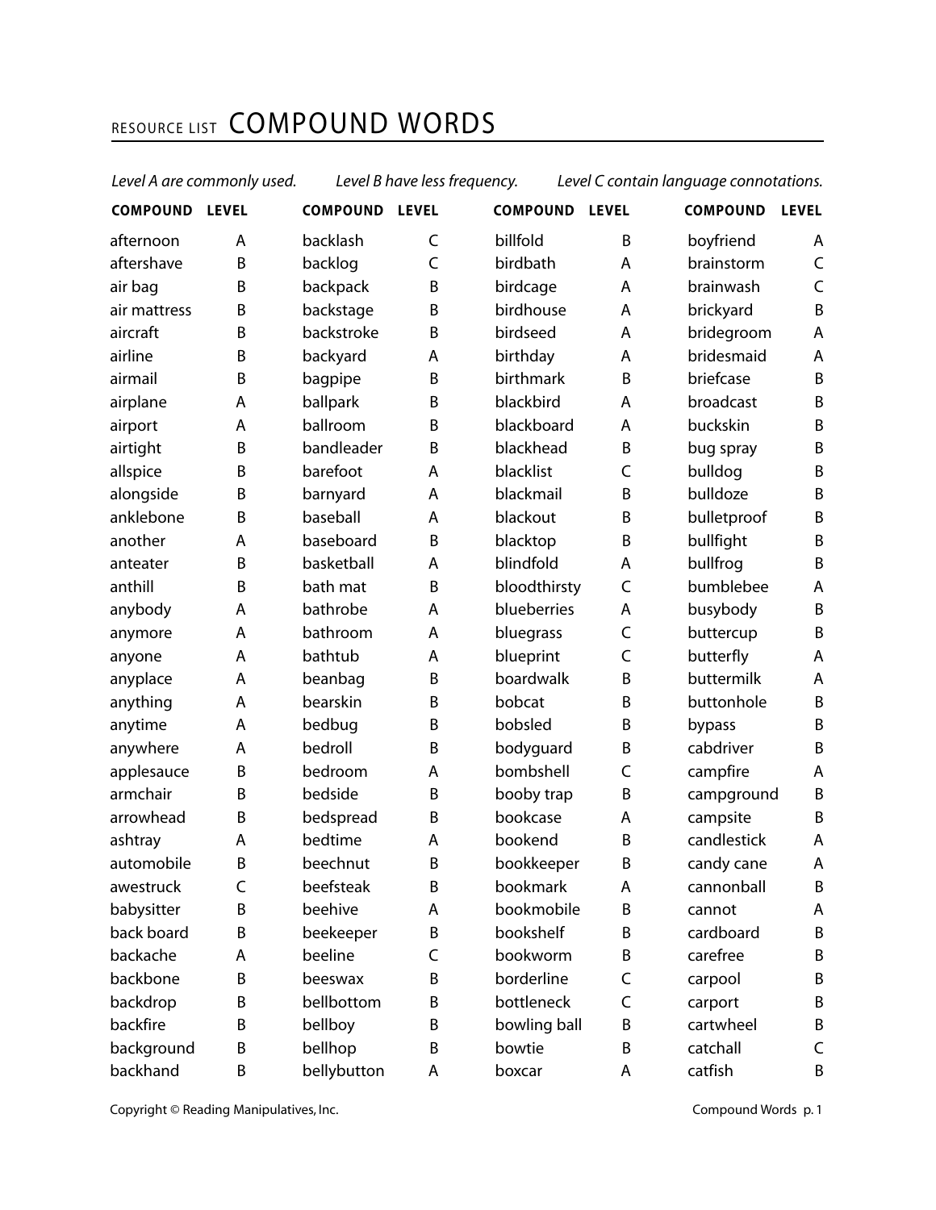# RESOURCE LIST COMPOUND WORDS

*Level A are commonly used.* *Level B have less frequency.* *Level C contain language connotations.*

| COMPOUND | LEVEL | COMPOUND | LEVEL | COMPOUND | LEVEL | COMPOUND | LEVEL |
|---|---|---|---|---|---|---|---|
| afternoon | A | backlash | C | billfold | B | boyfriend | A |
| aftershave | B | backlog | C | birdbath | A | brainstorm | C |
| air bag | B | backpack | B | birdcage | A | brainwash | C |
| air mattress | B | backstage | B | birdhouse | A | brickyard | B |
| aircraft | B | backstroke | B | birdseed | A | bridegroom | A |
| airline | B | backyard | A | birthday | A | bridesmaid | A |
| airmail | B | bagpipe | B | birthmark | B | briefcase | B |
| airplane | A | ballpark | B | blackbird | A | broadcast | B |
| airport | A | ballroom | B | blackboard | A | buckskin | B |
| airtight | B | bandleader | B | blackhead | B | bug spray | B |
| allspice | B | barefoot | A | blacklist | C | bulldog | B |
| alongside | B | barnyard | A | blackmail | B | bulldoze | B |
| anklebone | B | baseball | A | blackout | B | bulletproof | B |
| another | A | baseboard | B | blacktop | B | bullfight | B |
| anteater | B | basketball | A | blindfold | A | bullfrog | B |
| anthill | B | bath mat | B | bloodthirsty | C | bumblebee | A |
| anybody | A | bathrobe | A | blueberries | A | busybody | B |
| anymore | A | bathroom | A | bluegrass | C | buttercup | B |
| anyone | A | bathtub | A | blueprint | C | butterfly | A |
| anyplace | A | beanbag | B | boardwalk | B | buttermilk | A |
| anything | A | bearskin | B | bobcat | B | buttonhole | B |
| anytime | A | bedbug | B | bobsled | B | bypass | B |
| anywhere | A | bedroll | B | bodyguard | B | cabdriver | B |
| applesauce | B | bedroom | A | bombshell | C | campfire | A |
| armchair | B | bedside | B | booby trap | B | campground | B |
| arrowhead | B | bedspread | B | bookcase | A | campsite | B |
| ashtray | A | bedtime | A | bookend | B | candlestick | A |
| automobile | B | beechnut | B | bookkeeper | B | candy cane | A |
| awestruck | C | beefsteak | B | bookmark | A | cannonball | B |
| babysitter | B | beehive | A | bookmobile | B | cannot | A |
| back board | B | beekeeper | B | bookshelf | B | cardboard | B |
| backache | A | beeline | C | bookworm | B | carefree | B |
| backbone | B | beeswax | B | borderline | C | carpool | B |
| backdrop | B | bellbottom | B | bottleneck | C | carport | B |
| backfire | B | bellboy | B | bowling ball | B | cartwheel | B |
| background | B | bellhop | B | bowtie | B | catchall | C |
| backhand | B | bellybutton | A | boxcar | A | catfish | B |

Copyright © Reading Manipulatives, Inc.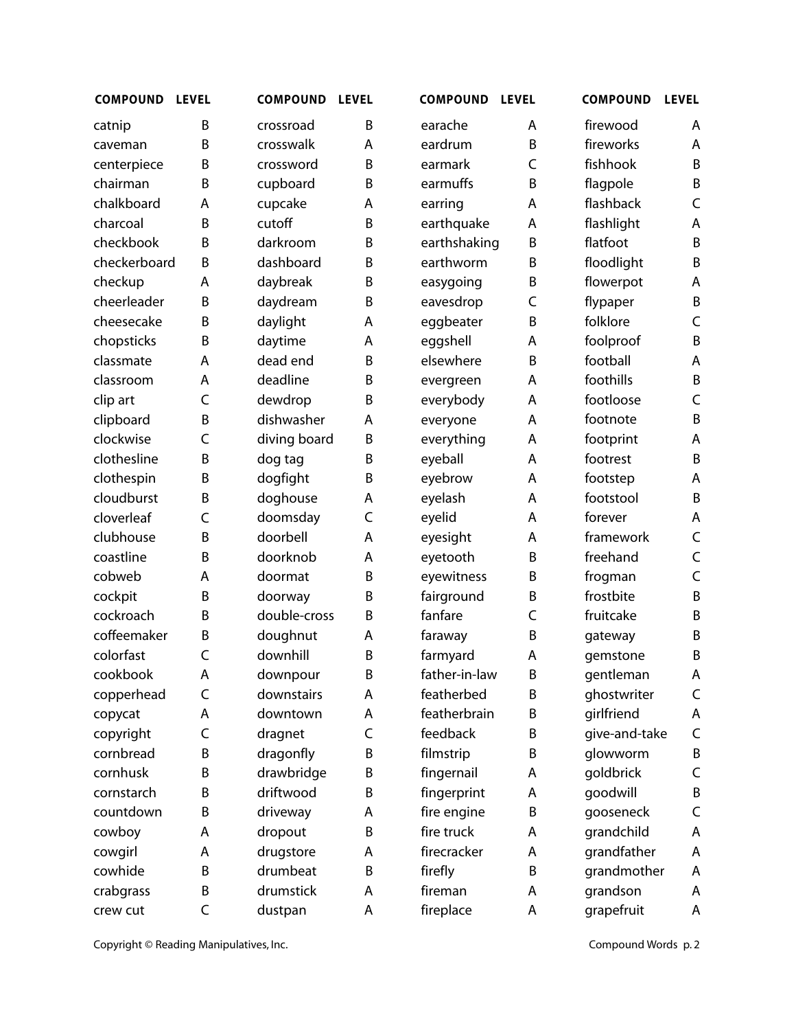| COMPOUND | LEVEL |
|---|---|
| catnip | B |
| caveman | B |
| centerpiece | B |
| chairman | B |
| chalkboard | A |
| charcoal | B |
| checkbook | B |
| checkerboard | B |
| checkup | A |
| cheerleader | B |
| cheesecake | B |
| chopsticks | B |
| classmate | A |
| classroom | A |
| clip art | C |
| clipboard | B |
| clockwise | C |
| clothesline | B |
| clothespin | B |
| cloudburst | B |
| cloverleaf | C |
| clubhouse | B |
| coastline | B |
| cobweb | A |
| cockpit | B |
| cockroach | B |
| coffeemaker | B |
| colorfast | C |
| cookbook | A |
| copperhead | C |
| copycat | A |
| copyright | C |
| cornbread | B |
| cornhusk | B |
| cornstarch | B |
| countdown | B |
| cowboy | A |
| cowgirl | A |
| cowhide | B |
| crabgrass | B |
| crew cut | C |
| crossroad | B |
| crosswalk | A |
| crossword | B |
| cupboard | B |
| cupcake | A |
| cutoff | B |
| darkroom | B |
| dashboard | B |
| daybreak | B |
| daydream | B |
| daylight | A |
| daytime | A |
| dead end | B |
| deadline | B |
| dewdrop | B |
| dishwasher | A |
| diving board | B |
| dog tag | B |
| dogfight | B |
| doghouse | A |
| doomsday | C |
| doorbell | A |
| doorknob | A |
| doormat | B |
| doorway | B |
| double-cross | B |
| doughnut | A |
| downhill | B |
| downpour | B |
| downstairs | A |
| downtown | A |
| dragnet | C |
| dragonfly | B |
| drawbridge | B |
| driftwood | B |
| driveway | A |
| dropout | B |
| drugstore | A |
| drumbeat | B |
| drumstick | A |
| dustpan | A |
| earache | A |
| eardrum | B |
| earmark | C |
| earmuffs | B |
| earring | A |
| earthquake | A |
| earthshaking | B |
| earthworm | B |
| easygoing | B |
| eavesdrop | C |
| eggbeater | B |
| eggshell | A |
| elsewhere | B |
| evergreen | A |
| everybody | A |
| everyone | A |
| everything | A |
| eyeball | A |
| eyebrow | A |
| eyelash | A |
| eyelid | A |
| eyesight | A |
| eyetooth | B |
| eyewitness | B |
| fairground | B |
| fanfare | C |
| faraway | B |
| farmyard | A |
| father-in-law | B |
| featherbed | B |
| featherbrain | B |
| feedback | B |
| filmstrip | B |
| fingernail | A |
| fingerprint | A |
| fire engine | B |
| fire truck | A |
| firecracker | A |
| firefly | B |
| fireman | A |
| fireplace | A |
| firewood | A |
| fireworks | A |
| fishhook | B |
| flagpole | B |
| flashback | C |
| flashlight | A |
| flatfoot | B |
| floodlight | B |
| flowerpot | A |
| flypaper | B |
| folklore | C |
| foolproof | B |
| football | A |
| foothills | B |
| footloose | C |
| footnote | B |
| footprint | A |
| footrest | B |
| footstep | A |
| footstool | B |
| forever | A |
| framework | C |
| freehand | C |
| frogman | C |
| frostbite | B |
| fruitcake | B |
| gateway | B |
| gemstone | B |
| gentleman | A |
| ghostwriter | C |
| girlfriend | A |
| give-and-take | C |
| glowworm | B |
| goldbrick | C |
| goodwill | B |
| gooseneck | C |
| grandchild | A |
| grandfather | A |
| grandmother | A |
| grandson | A |
| grapefruit | A |

Copyright © Reading Manipulatives, Inc.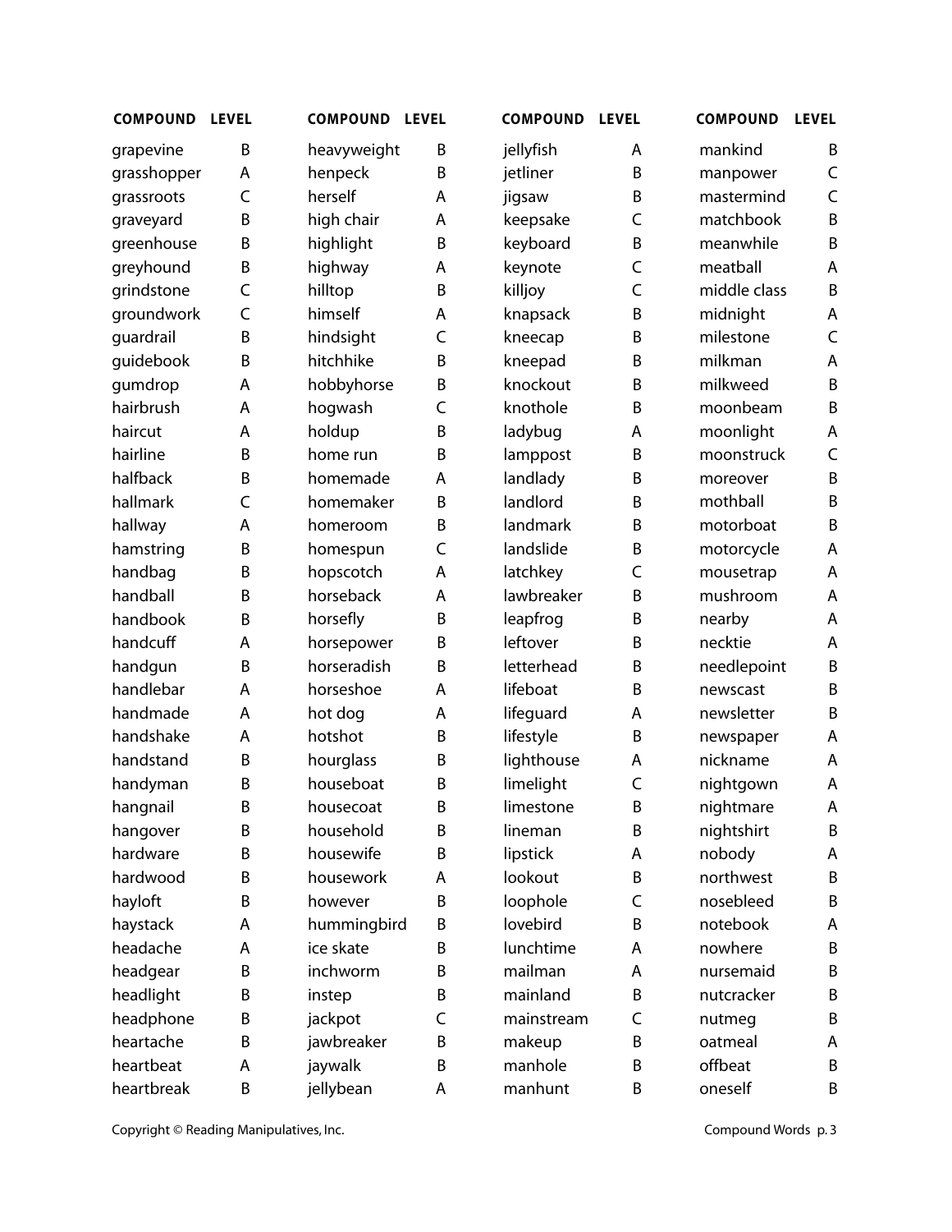| COMPOUND | LEVEL |
|---|---|
| grapevine | B |
| grasshopper | A |
| grassroots | C |
| graveyard | B |
| greenhouse | B |
| greyhound | B |
| grindstone | C |
| groundwork | C |
| guardrail | B |
| guidebook | B |
| gumdrop | A |
| hairbrush | A |
| haircut | A |
| hairline | B |
| halfback | B |
| hallmark | C |
| hallway | A |
| hamstring | B |
| handbag | B |
| handball | B |
| handbook | B |
| handcuff | A |
| handgun | B |
| handlebar | A |
| handmade | A |
| handshake | A |
| handstand | B |
| handyman | B |
| hangnail | B |
| hangover | B |
| hardware | B |
| hardwood | B |
| hayloft | B |
| haystack | A |
| headache | A |
| headgear | B |
| headlight | B |
| headphone | B |
| heartache | B |
| heartbeat | A |
| heartbreak | B |

| COMPOUND | LEVEL |
|---|---|
| heavyweight | B |
| henpeck | B |
| herself | A |
| high chair | A |
| highlight | B |
| highway | A |
| hilltop | B |
| himself | A |
| hindsight | C |
| hitchhike | B |
| hobbyhorse | B |
| hogwash | C |
| holdup | B |
| home run | B |
| homemade | A |
| homemaker | B |
| homeroom | B |
| homespun | C |
| hopscotch | A |
| horseback | A |
| horsefly | B |
| horsepower | B |
| horseradish | B |
| horseshoe | A |
| hot dog | A |
| hotshot | B |
| hourglass | B |
| houseboat | B |
| housecoat | B |
| household | B |
| housewife | B |
| housework | A |
| however | B |
| hummingbird | B |
| ice skate | B |
| inchworm | B |
| instep | B |
| jackpot | C |
| jawbreaker | B |
| jaywalk | B |
| jellybean | A |

| COMPOUND | LEVEL |
|---|---|
| jellyfish | A |
| jetliner | B |
| jigsaw | B |
| keepsake | C |
| keyboard | B |
| keynote | C |
| killjoy | C |
| knapsack | B |
| kneecap | B |
| kneepad | B |
| knockout | B |
| knothole | B |
| ladybug | A |
| lamppost | B |
| landlady | B |
| landlord | B |
| landmark | B |
| landslide | B |
| latchkey | C |
| lawbreaker | B |
| leapfrog | B |
| leftover | B |
| letterhead | B |
| lifeboat | B |
| lifeguard | A |
| lifestyle | B |
| lighthouse | A |
| limelight | C |
| limestone | B |
| lineman | B |
| lipstick | A |
| lookout | B |
| loophole | C |
| lovebird | B |
| lunchtime | A |
| mailman | A |
| mainland | B |
| mainstream | C |
| makeup | B |
| manhole | B |
| manhunt | B |

| COMPOUND | LEVEL |
|---|---|
| mankind | B |
| manpower | C |
| mastermind | C |
| matchbook | B |
| meanwhile | B |
| meatball | A |
| middle class | B |
| midnight | A |
| milestone | C |
| milkman | A |
| milkweed | B |
| moonbeam | B |
| moonlight | A |
| moonstruck | C |
| moreover | B |
| mothball | B |
| motorboat | B |
| motorcycle | A |
| mousetrap | A |
| mushroom | A |
| nearby | A |
| necktie | A |
| needlepoint | B |
| newscast | B |
| newsletter | B |
| newspaper | A |
| nickname | A |
| nightgown | A |
| nightmare | A |
| nightshirt | B |
| nobody | A |
| northwest | B |
| nosebleed | B |
| notebook | A |
| nowhere | B |
| nursemaid | B |
| nutcracker | B |
| nutmeg | B |
| oatmeal | A |
| offbeat | B |
| oneself | B |

Copyright © Reading Manipulatives, Inc.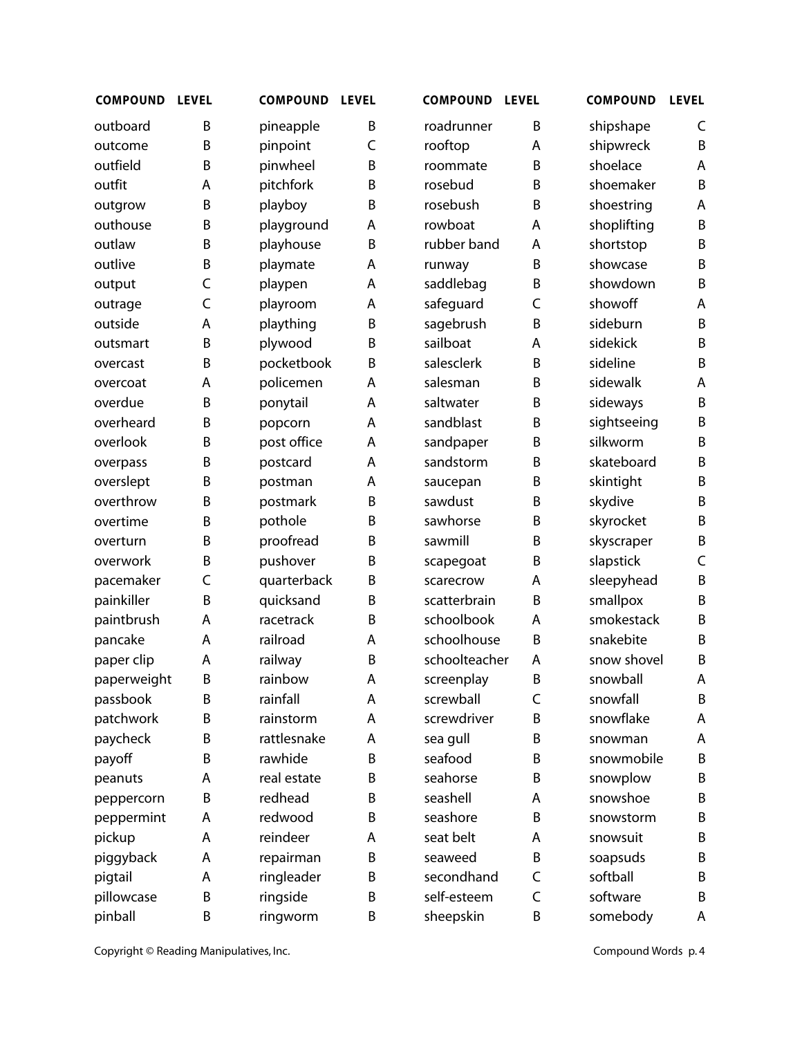| COMPOUND | LEVEL | COMPOUND | LEVEL | COMPOUND | LEVEL | COMPOUND | LEVEL |
|---|---|---|---|---|---|---|---|
| outboard | B | pineapple | B | roadrunner | B | shipshape | C |
| outcome | B | pinpoint | C | rooftop | A | shipwreck | B |
| outfield | B | pinwheel | B | roommate | B | shoelace | A |
| outfit | A | pitchfork | B | rosebud | B | shoemaker | B |
| outgrow | B | playboy | B | rosebush | B | shoestring | A |
| outhouse | B | playground | A | rowboat | A | shoplifting | B |
| outlaw | B | playhouse | B | rubber band | A | shortstop | B |
| outlive | B | playmate | A | runway | B | showcase | B |
| output | C | playpen | A | saddlebag | B | showdown | B |
| outrage | C | playroom | A | safeguard | C | showoff | A |
| outside | A | plaything | B | sagebrush | B | sideburn | B |
| outsmart | B | plywood | B | sailboat | A | sidekick | B |
| overcast | B | pocketbook | B | salesclerk | B | sideline | B |
| overcoat | A | policemen | A | salesman | B | sidewalk | A |
| overdue | B | ponytail | A | saltwater | B | sideways | B |
| overheard | B | popcorn | A | sandblast | B | sightseeing | B |
| overlook | B | post office | A | sandpaper | B | silkworm | B |
| overpass | B | postcard | A | sandstorm | B | skateboard | B |
| overslept | B | postman | A | saucepan | B | skintight | B |
| overthrow | B | postmark | B | sawdust | B | skydive | B |
| overtime | B | pothole | B | sawhorse | B | skyrocket | B |
| overturn | B | proofread | B | sawmill | B | skyscraper | B |
| overwork | B | pushover | B | scapegoat | B | slapstick | C |
| pacemaker | C | quarterback | B | scarecrow | A | sleepyhead | B |
| painkiller | B | quicksand | B | scatterbrain | B | smallpox | B |
| paintbrush | A | racetrack | B | schoolbook | A | smokestack | B |
| pancake | A | railroad | A | schoolhouse | B | snakebite | B |
| paper clip | A | railway | B | schoolteacher | A | snow shovel | B |
| paperweight | B | rainbow | A | screenplay | B | snowball | A |
| passbook | B | rainfall | A | screwball | C | snowfall | B |
| patchwork | B | rainstorm | A | screwdriver | B | snowflake | A |
| paycheck | B | rattlesnake | A | sea gull | B | snowman | A |
| payoff | B | rawhide | B | seafood | B | snowmobile | B |
| peanuts | A | real estate | B | seahorse | B | snowplow | B |
| peppercorn | B | redhead | B | seashell | A | snowshoe | B |
| peppermint | A | redwood | B | seashore | B | snowstorm | B |
| pickup | A | reindeer | A | seat belt | A | snowsuit | B |
| piggyback | A | repairman | B | seaweed | B | soapsuds | B |
| pigtail | A | ringleader | B | secondhand | C | softball | B |
| pillowcase | B | ringside | B | self-esteem | C | software | B |
| pinball | B | ringworm | B | sheepskin | B | somebody | A |

Copyright © Reading Manipulatives, Inc.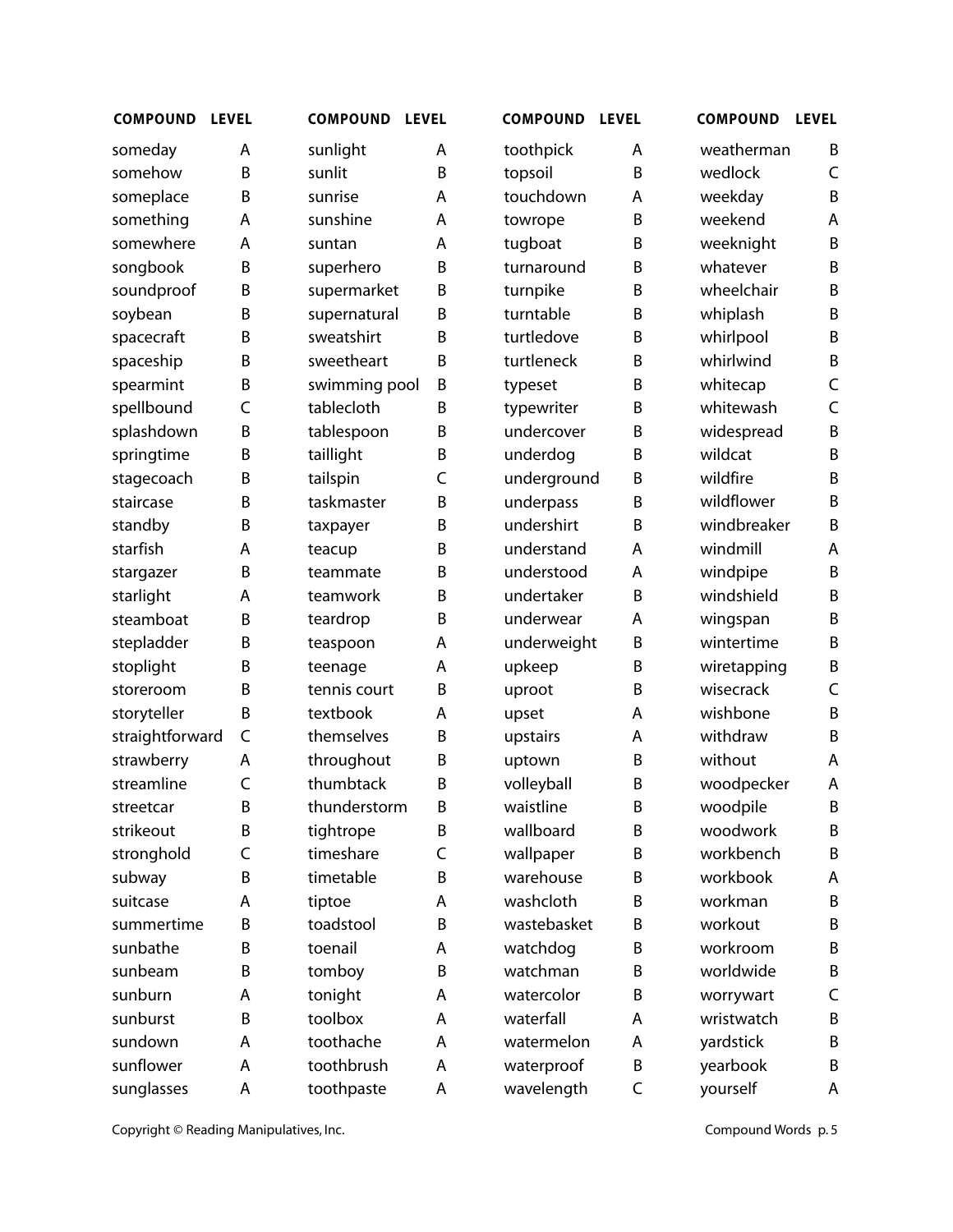| COMPOUND | LEVEL |
|---|---|
| someday | A |
| somehow | B |
| someplace | B |
| something | A |
| somewhere | A |
| songbook | B |
| soundproof | B |
| soybean | B |
| spacecraft | B |
| spaceship | B |
| spearmint | B |
| spellbound | C |
| splashdown | B |
| springtime | B |
| stagecoach | B |
| staircase | B |
| standby | B |
| starfish | A |
| stargazer | B |
| starlight | A |
| steamboat | B |
| stepladder | B |
| stoplight | B |
| storeroom | B |
| storyteller | B |
| straightforward | C |
| strawberry | A |
| streamline | C |
| streetcar | B |
| strikeout | B |
| stronghold | C |
| subway | B |
| suitcase | A |
| summertime | B |
| sunbathe | B |
| sunbeam | B |
| sunburn | A |
| sunburst | B |
| sundown | A |
| sunflower | A |
| sunglasses | A |

| COMPOUND | LEVEL |
|---|---|
| sunlight | A |
| sunlit | B |
| sunrise | A |
| sunshine | A |
| suntan | A |
| superhero | B |
| supermarket | B |
| supernatural | B |
| sweatshirt | B |
| sweetheart | B |
| swimming pool | B |
| tablecloth | B |
| tablespoon | B |
| taillight | B |
| tailspin | C |
| taskmaster | B |
| taxpayer | B |
| teacup | B |
| teammate | B |
| teamwork | B |
| teardrop | B |
| teaspoon | A |
| teenage | A |
| tennis court | B |
| textbook | A |
| themselves | B |
| throughout | B |
| thumbtack | B |
| thunderstorm | B |
| tightrope | B |
| timeshare | C |
| timetable | B |
| tiptoe | A |
| toadstool | B |
| toenail | A |
| tomboy | B |
| tonight | A |
| toolbox | A |
| toothache | A |
| toothbrush | A |
| toothpaste | A |

| COMPOUND | LEVEL |
|---|---|
| toothpick | A |
| topsoil | B |
| touchdown | A |
| towrope | B |
| tugboat | B |
| turnaround | B |
| turnpike | B |
| turntable | B |
| turtledove | B |
| turtleneck | B |
| typeset | B |
| typewriter | B |
| undercover | B |
| underdog | B |
| underground | B |
| underpass | B |
| undershirt | B |
| understand | A |
| understood | A |
| undertaker | B |
| underwear | A |
| underweight | B |
| upkeep | B |
| uproot | B |
| upset | A |
| upstairs | A |
| uptown | B |
| volleyball | B |
| waistline | B |
| wallboard | B |
| wallpaper | B |
| warehouse | B |
| washcloth | B |
| wastebasket | B |
| watchdog | B |
| watchman | B |
| watercolor | B |
| waterfall | A |
| watermelon | A |
| waterproof | B |
| wavelength | C |

| COMPOUND | LEVEL |
|---|---|
| weatherman | B |
| wedlock | C |
| weekday | B |
| weekend | A |
| weeknight | B |
| whatever | B |
| wheelchair | B |
| whiplash | B |
| whirlpool | B |
| whirlwind | B |
| whitecap | C |
| whitewash | C |
| widespread | B |
| wildcat | B |
| wildfire | B |
| wildflower | B |
| windbreaker | B |
| windmill | A |
| windpipe | B |
| windshield | B |
| wingspan | B |
| wintertime | B |
| wiretapping | B |
| wisecrack | C |
| wishbone | B |
| withdraw | B |
| without | A |
| woodpecker | A |
| woodpile | B |
| woodwork | B |
| workbench | B |
| workbook | A |
| workman | B |
| workout | B |
| workroom | B |
| worldwide | B |
| worrywart | C |
| wristwatch | B |
| yardstick | B |
| yearbook | B |
| yourself | A |

Copyright © Reading Manipulatives, Inc.